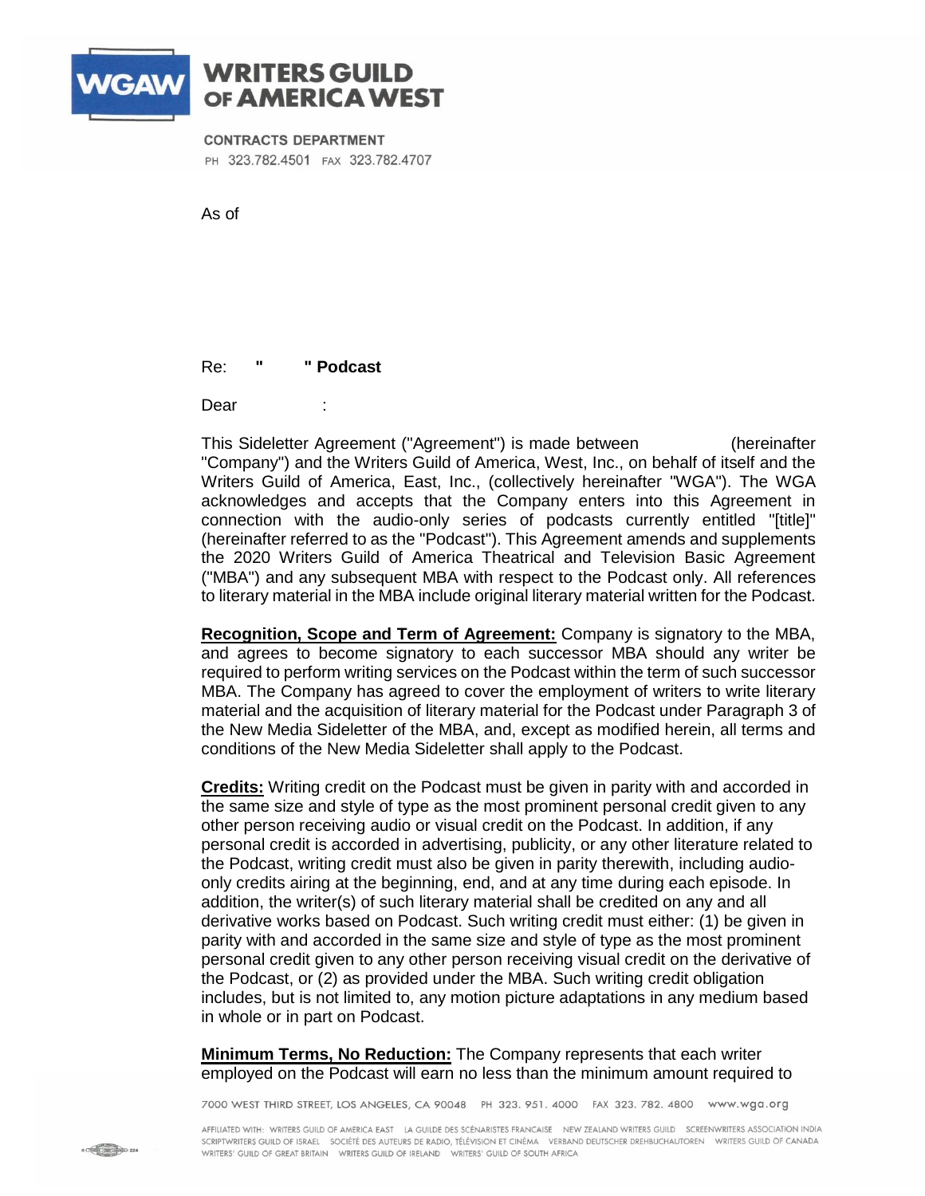**WGAW**

**WRITERS GUILD OF AMERICA WEST**

**CONTRACTS DEPARTMENT**
PH 323.782.4501 FAX 323.782.4707

As of

Re: **" " Podcast**

Dear :

This Sideletter Agreement ("Agreement") is made between (hereinafter "Company") and the Writers Guild of America, West, Inc., on behalf of itself and the Writers Guild of America, East, Inc., (collectively hereinafter "WGA"). The WGA acknowledges and accepts that the Company enters into this Agreement in connection with the audio-only series of podcasts currently entitled "[title]" (hereinafter referred to as the "Podcast"). This Agreement amends and supplements the 2020 Writers Guild of America Theatrical and Television Basic Agreement ("MBA") and any subsequent MBA with respect to the Podcast only. All references to literary material in the MBA include original literary material written for the Podcast.

**Recognition, Scope and Term of Agreement:** Company is signatory to the MBA, and agrees to become signatory to each successor MBA should any writer be required to perform writing services on the Podcast within the term of such successor MBA. The Company has agreed to cover the employment of writers to write literary material and the acquisition of literary material for the Podcast under Paragraph 3 of the New Media Sideletter of the MBA, and, except as modified herein, all terms and conditions of the New Media Sideletter shall apply to the Podcast.

**Credits:** Writing credit on the Podcast must be given in parity with and accorded in the same size and style of type as the most prominent personal credit given to any other person receiving audio or visual credit on the Podcast. In addition, if any personal credit is accorded in advertising, publicity, or any other literature related to the Podcast, writing credit must also be given in parity therewith, including audio-only credits airing at the beginning, end, and at any time during each episode. In addition, the writer(s) of such literary material shall be credited on any and all derivative works based on Podcast. Such writing credit must either: (1) be given in parity with and accorded in the same size and style of type as the most prominent personal credit given to any other person receiving visual credit on the derivative of the Podcast, or (2) as provided under the MBA. Such writing credit obligation includes, but is not limited to, any motion picture adaptations in any medium based in whole or in part on Podcast.

**Minimum Terms, No Reduction:** The Company represents that each writer employed on the Podcast will earn no less than the minimum amount required to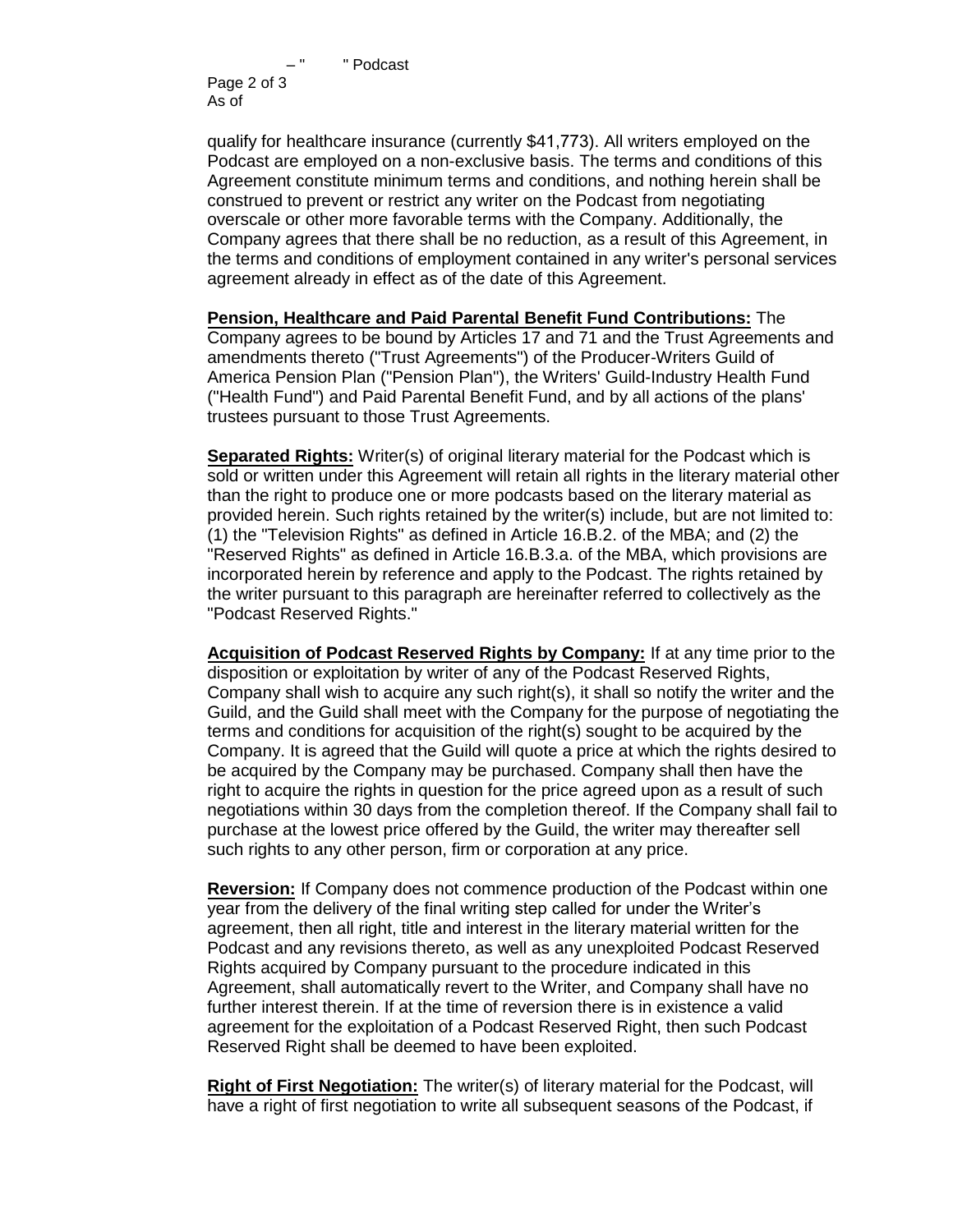qualify for healthcare insurance (currently $41,773). All writers employed on the Podcast are employed on a non-exclusive basis. The terms and conditions of this Agreement constitute minimum terms and conditions, and nothing herein shall be construed to prevent or restrict any writer on the Podcast from negotiating overscale or other more favorable terms with the Company. Additionally, the Company agrees that there shall be no reduction, as a result of this Agreement, in the terms and conditions of employment contained in any writer's personal services agreement already in effect as of the date of this Agreement.

**Pension, Healthcare and Paid Parental Benefit Fund Contributions:** The Company agrees to be bound by Articles 17 and 71 and the Trust Agreements and amendments thereto ("Trust Agreements") of the Producer-Writers Guild of America Pension Plan ("Pension Plan"), the Writers' Guild-Industry Health Fund ("Health Fund") and Paid Parental Benefit Fund, and by all actions of the plans' trustees pursuant to those Trust Agreements.

**Separated Rights:** Writer(s) of original literary material for the Podcast which is sold or written under this Agreement will retain all rights in the literary material other than the right to produce one or more podcasts based on the literary material as provided herein. Such rights retained by the writer(s) include, but are not limited to: (1) the "Television Rights" as defined in Article 16.B.2. of the MBA; and (2) the "Reserved Rights" as defined in Article 16.B.3.a. of the MBA, which provisions are incorporated herein by reference and apply to the Podcast. The rights retained by the writer pursuant to this paragraph are hereinafter referred to collectively as the "Podcast Reserved Rights."

**Acquisition of Podcast Reserved Rights by Company:** If at any time prior to the disposition or exploitation by writer of any of the Podcast Reserved Rights, Company shall wish to acquire any such right(s), it shall so notify the writer and the Guild, and the Guild shall meet with the Company for the purpose of negotiating the terms and conditions for acquisition of the right(s) sought to be acquired by the Company. It is agreed that the Guild will quote a price at which the rights desired to be acquired by the Company may be purchased. Company shall then have the right to acquire the rights in question for the price agreed upon as a result of such negotiations within 30 days from the completion thereof. If the Company shall fail to purchase at the lowest price offered by the Guild, the writer may thereafter sell such rights to any other person, firm or corporation at any price.

**Reversion:** If Company does not commence production of the Podcast within one year from the delivery of the final writing step called for under the Writer's agreement, then all right, title and interest in the literary material written for the Podcast and any revisions thereto, as well as any unexploited Podcast Reserved Rights acquired by Company pursuant to the procedure indicated in this Agreement, shall automatically revert to the Writer, and Company shall have no further interest therein. If at the time of reversion there is in existence a valid agreement for the exploitation of a Podcast Reserved Right, then such Podcast Reserved Right shall be deemed to have been exploited.

**Right of First Negotiation:** The writer(s) of literary material for the Podcast, will have a right of first negotiation to write all subsequent seasons of the Podcast, if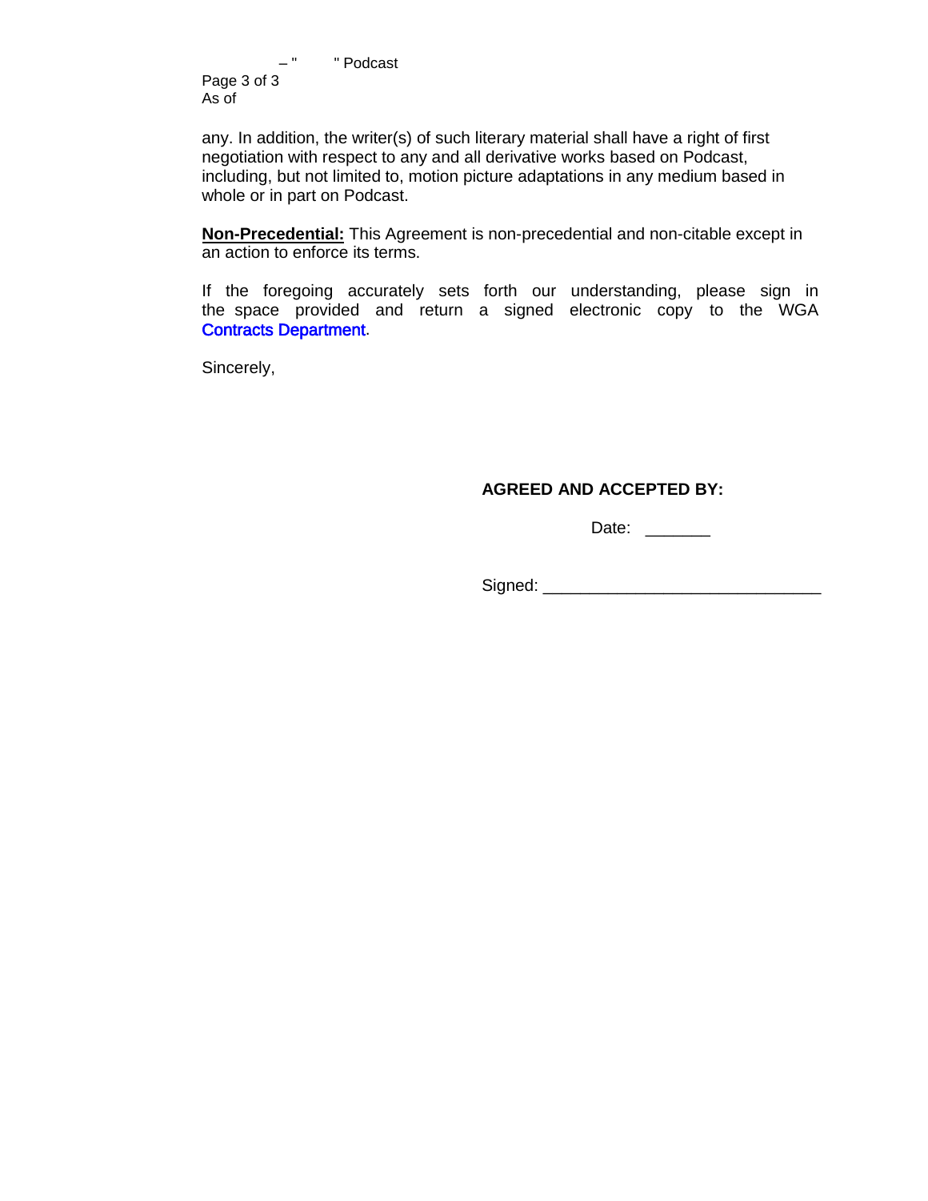any. In addition, the writer(s) of such literary material shall have a right of first negotiation with respect to any and all derivative works based on Podcast, including, but not limited to, motion picture adaptations in any medium based in whole or in part on Podcast.

**Non-Precedential:** This Agreement is non-precedential and non-citable except in an action to enforce its terms.

If the foregoing accurately sets forth our understanding, please sign in the space provided and return a signed electronic copy to the WGA Contracts Department.

Sincerely,

**AGREED AND ACCEPTED BY:**

Date: _______

Signed: ______________________________